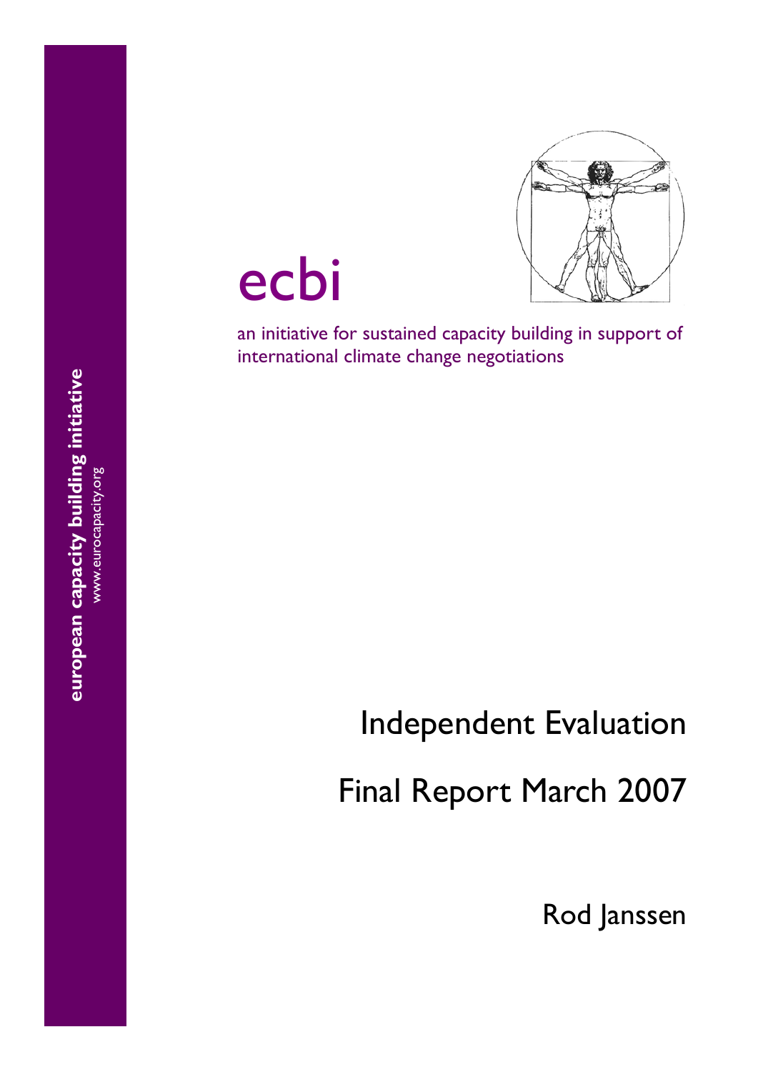**european capacity building initiative**
www.eurocapacity.org

# ecbi

an initiative for sustained capacity building in support of international climate change negotiations

## Independent Evaluation

## Final Report March 2007

Rod Janssen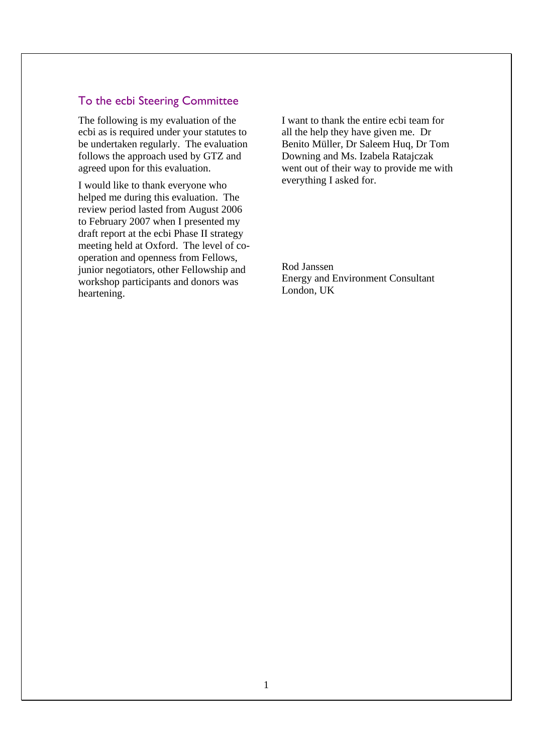## To the ecbi Steering Committee

The following is my evaluation of the ecbi as is required under your statutes to be undertaken regularly. The evaluation follows the approach used by GTZ and agreed upon for this evaluation.

I would like to thank everyone who helped me during this evaluation. The review period lasted from August 2006 to February 2007 when I presented my draft report at the ecbi Phase II strategy meeting held at Oxford. The level of co-operation and openness from Fellows, junior negotiators, other Fellowship and workshop participants and donors was heartening.

I want to thank the entire ecbi team for all the help they have given me. Dr Benito Müller, Dr Saleem Huq, Dr Tom Downing and Ms. Izabela Ratajczak went out of their way to provide me with everything I asked for.

Rod Janssen
Energy and Environment Consultant
London, UK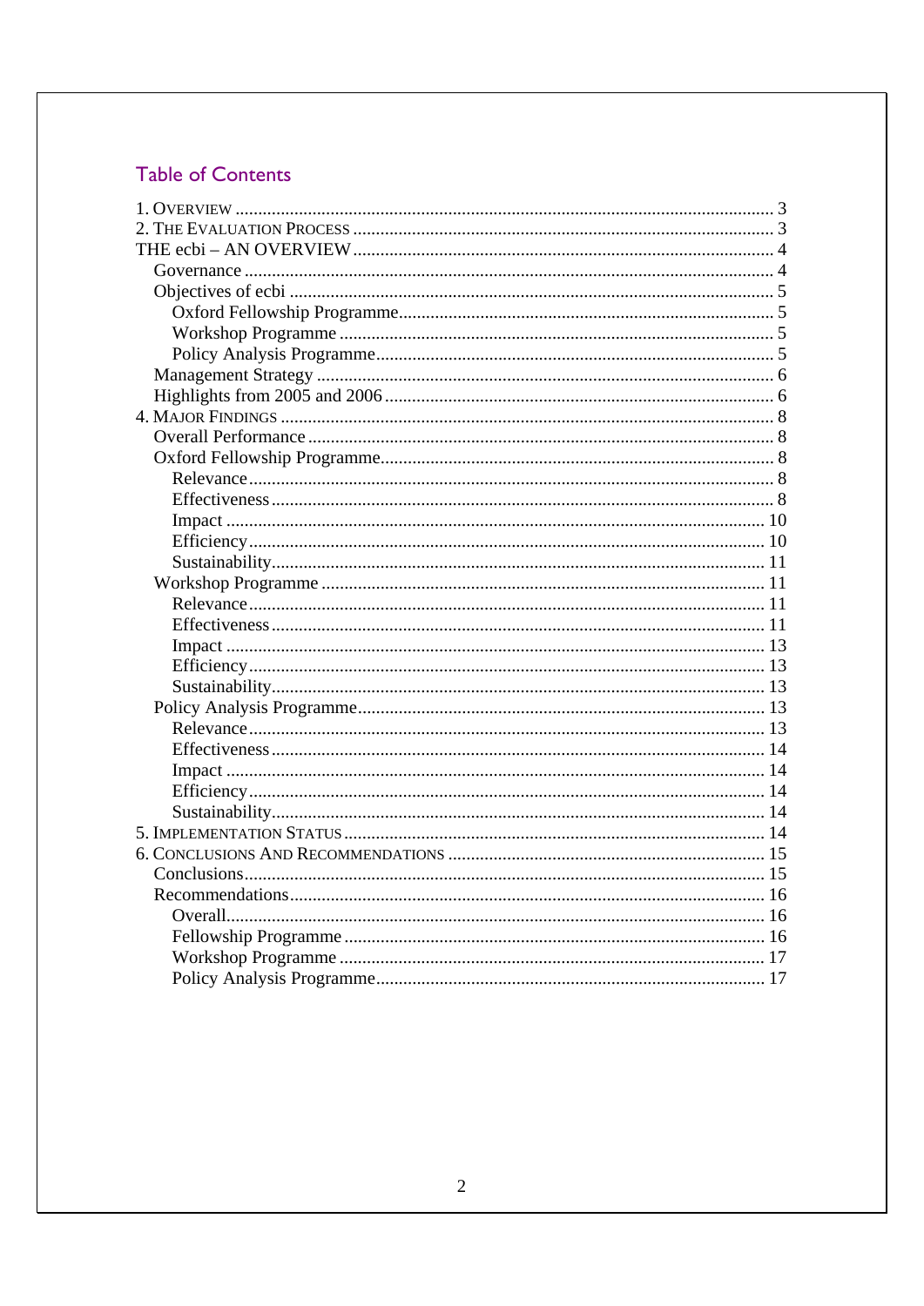## Table of Contents

1. OVERVIEW ..... 3
2. THE EVALUATION PROCESS ..... 3
THE ecbi – AN OVERVIEW ..... 4
- Governance ..... 4
- Objectives of ecbi ..... 5
  - Oxford Fellowship Programme ..... 5
  - Workshop Programme ..... 5
  - Policy Analysis Programme ..... 5
- Management Strategy ..... 6
- Highlights from 2005 and 2006 ..... 6

4. MAJOR FINDINGS ..... 8
- Overall Performance ..... 8
- Oxford Fellowship Programme ..... 8
  - Relevance ..... 8
  - Effectiveness ..... 8
  - Impact ..... 10
  - Efficiency ..... 10
  - Sustainability ..... 11
- Workshop Programme ..... 11
  - Relevance ..... 11
  - Effectiveness ..... 11
  - Impact ..... 13
  - Efficiency ..... 13
  - Sustainability ..... 13
- Policy Analysis Programme ..... 13
  - Relevance ..... 13
  - Effectiveness ..... 14
  - Impact ..... 14
  - Efficiency ..... 14
  - Sustainability ..... 14

5. IMPLEMENTATION STATUS ..... 14
6. CONCLUSIONS AND RECOMMENDATIONS ..... 15
- Conclusions ..... 15
- Recommendations ..... 16
  - Overall ..... 16
  - Fellowship Programme ..... 16
  - Workshop Programme ..... 17
  - Policy Analysis Programme ..... 17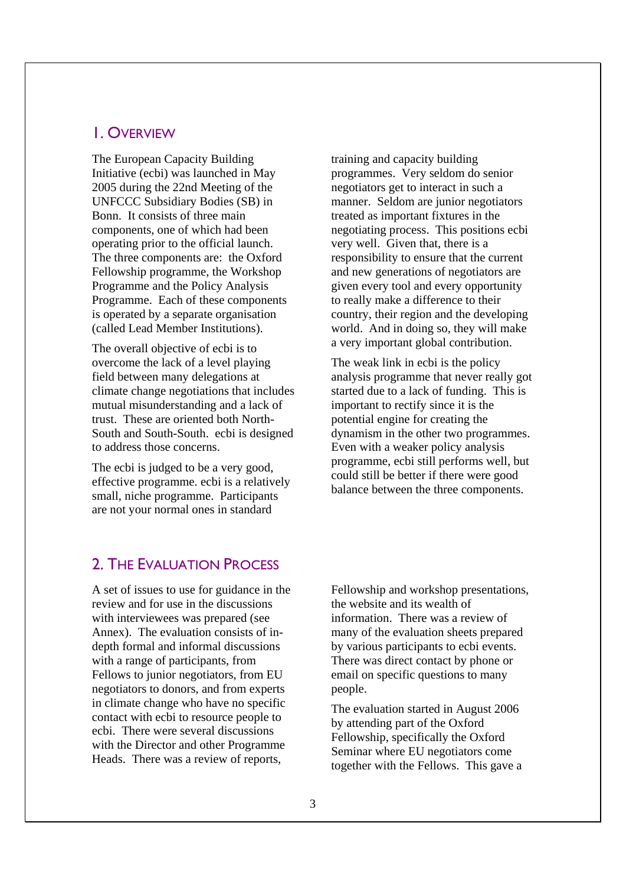## 1. Overview

The European Capacity Building Initiative (ecbi) was launched in May 2005 during the 22nd Meeting of the UNFCCC Subsidiary Bodies (SB) in Bonn. It consists of three main components, one of which had been operating prior to the official launch. The three components are: the Oxford Fellowship programme, the Workshop Programme and the Policy Analysis Programme. Each of these components is operated by a separate organisation (called Lead Member Institutions).

The overall objective of ecbi is to overcome the lack of a level playing field between many delegations at climate change negotiations that includes mutual misunderstanding and a lack of trust. These are oriented both North-South and South-South. ecbi is designed to address those concerns.

The ecbi is judged to be a very good, effective programme. ecbi is a relatively small, niche programme. Participants are not your normal ones in standard training and capacity building programmes. Very seldom do senior negotiators get to interact in such a manner. Seldom are junior negotiators treated as important fixtures in the negotiating process. This positions ecbi very well. Given that, there is a responsibility to ensure that the current and new generations of negotiators are given every tool and every opportunity to really make a difference to their country, their region and the developing world. And in doing so, they will make a very important global contribution.

The weak link in ecbi is the policy analysis programme that never really got started due to a lack of funding. This is important to rectify since it is the potential engine for creating the dynamism in the other two programmes. Even with a weaker policy analysis programme, ecbi still performs well, but could still be better if there were good balance between the three components.

## 2. The Evaluation Process

A set of issues to use for guidance in the review and for use in the discussions with interviewees was prepared (see Annex). The evaluation consists of in-depth formal and informal discussions with a range of participants, from Fellows to junior negotiators, from EU negotiators to donors, and from experts in climate change who have no specific contact with ecbi to resource people to ecbi. There were several discussions with the Director and other Programme Heads. There was a review of reports, Fellowship and workshop presentations, the website and its wealth of information. There was a review of many of the evaluation sheets prepared by various participants to ecbi events. There was direct contact by phone or email on specific questions to many people.

The evaluation started in August 2006 by attending part of the Oxford Fellowship, specifically the Oxford Seminar where EU negotiators come together with the Fellows. This gave a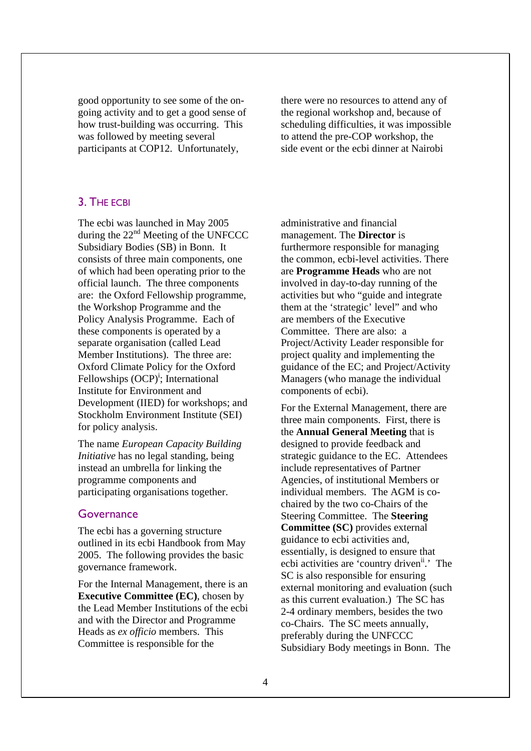good opportunity to see some of the on-going activity and to get a good sense of how trust-building was occurring. This was followed by meeting several participants at COP12. Unfortunately, there were no resources to attend any of the regional workshop and, because of scheduling difficulties, it was impossible to attend the pre-COP workshop, the side event or the ecbi dinner at Nairobi

## 3. THE ECBI

The ecbi was launched in May 2005 during the 22nd Meeting of the UNFCCC Subsidiary Bodies (SB) in Bonn. It consists of three main components, one of which had been operating prior to the official launch. The three components are: the Oxford Fellowship programme, the Workshop Programme and the Policy Analysis Programme. Each of these components is operated by a separate organisation (called Lead Member Institutions). The three are: Oxford Climate Policy for the Oxford Fellowships (OCP)[i]; International Institute for Environment and Development (IIED) for workshops; and Stockholm Environment Institute (SEI) for policy analysis.

The name *European Capacity Building Initiative* has no legal standing, being instead an umbrella for linking the programme components and participating organisations together.

### Governance

The ecbi has a governing structure outlined in its ecbi Handbook from May 2005. The following provides the basic governance framework.

For the Internal Management, there is an **Executive Committee (EC)**, chosen by the Lead Member Institutions of the ecbi and with the Director and Programme Heads as *ex officio* members. This Committee is responsible for the administrative and financial management. The **Director** is furthermore responsible for managing the common, ecbi-level activities. There are **Programme Heads** who are not involved in day-to-day running of the activities but who "guide and integrate them at the 'strategic' level" and who are members of the Executive Committee. There are also: a Project/Activity Leader responsible for project quality and implementing the guidance of the EC; and Project/Activity Managers (who manage the individual components of ecbi).

For the External Management, there are three main components. First, there is the **Annual General Meeting** that is designed to provide feedback and strategic guidance to the EC. Attendees include representatives of Partner Agencies, of institutional Members or individual members. The AGM is co-chaired by the two co-Chairs of the Steering Committee. The **Steering Committee (SC)** provides external guidance to ecbi activities and, essentially, is designed to ensure that ecbi activities are 'country driven[ii].' The SC is also responsible for ensuring external monitoring and evaluation (such as this current evaluation.) The SC has 2-4 ordinary members, besides the two co-Chairs. The SC meets annually, preferably during the UNFCCC Subsidiary Body meetings in Bonn. The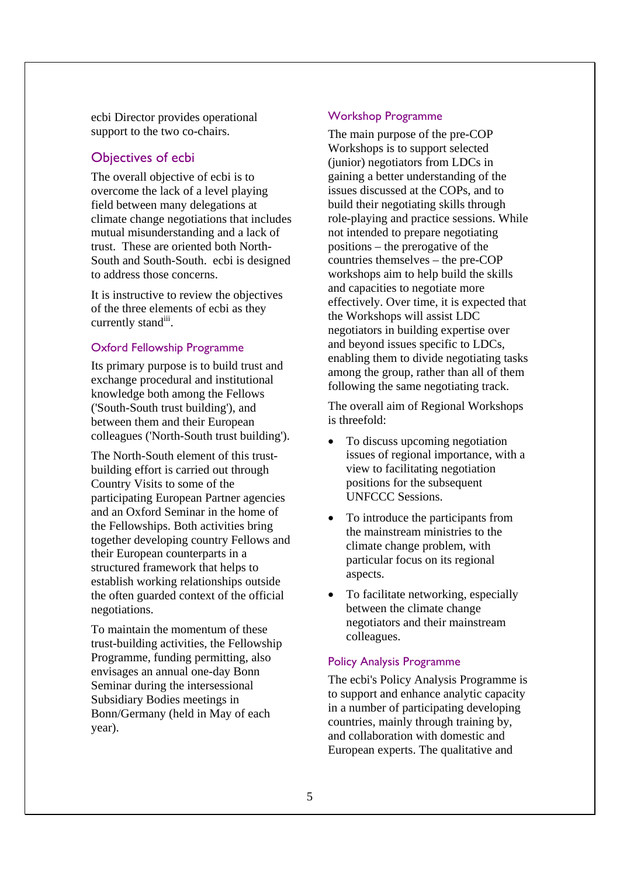ecbi Director provides operational support to the two co-chairs.

## Objectives of ecbi

The overall objective of ecbi is to overcome the lack of a level playing field between many delegations at climate change negotiations that includes mutual misunderstanding and a lack of trust. These are oriented both North-South and South-South. ecbi is designed to address those concerns.

It is instructive to review the objectives of the three elements of ecbi as they currently stand[iii].

### Oxford Fellowship Programme

Its primary purpose is to build trust and exchange procedural and institutional knowledge both among the Fellows ('South-South trust building'), and between them and their European colleagues ('North-South trust building').

The North-South element of this trust-building effort is carried out through Country Visits to some of the participating European Partner agencies and an Oxford Seminar in the home of the Fellowships. Both activities bring together developing country Fellows and their European counterparts in a structured framework that helps to establish working relationships outside the often guarded context of the official negotiations.

To maintain the momentum of these trust-building activities, the Fellowship Programme, funding permitting, also envisages an annual one-day Bonn Seminar during the intersessional Subsidiary Bodies meetings in Bonn/Germany (held in May of each year).

### Workshop Programme

The main purpose of the pre-COP Workshops is to support selected (junior) negotiators from LDCs in gaining a better understanding of the issues discussed at the COPs, and to build their negotiating skills through role-playing and practice sessions. While not intended to prepare negotiating positions – the prerogative of the countries themselves – the pre-COP workshops aim to help build the skills and capacities to negotiate more effectively. Over time, it is expected that the Workshops will assist LDC negotiators in building expertise over and beyond issues specific to LDCs, enabling them to divide negotiating tasks among the group, rather than all of them following the same negotiating track.

The overall aim of Regional Workshops is threefold:

- To discuss upcoming negotiation issues of regional importance, with a view to facilitating negotiation positions for the subsequent UNFCCC Sessions.
- To introduce the participants from the mainstream ministries to the climate change problem, with particular focus on its regional aspects.
- To facilitate networking, especially between the climate change negotiators and their mainstream colleagues.

### Policy Analysis Programme

The ecbi's Policy Analysis Programme is to support and enhance analytic capacity in a number of participating developing countries, mainly through training by, and collaboration with domestic and European experts. The qualitative and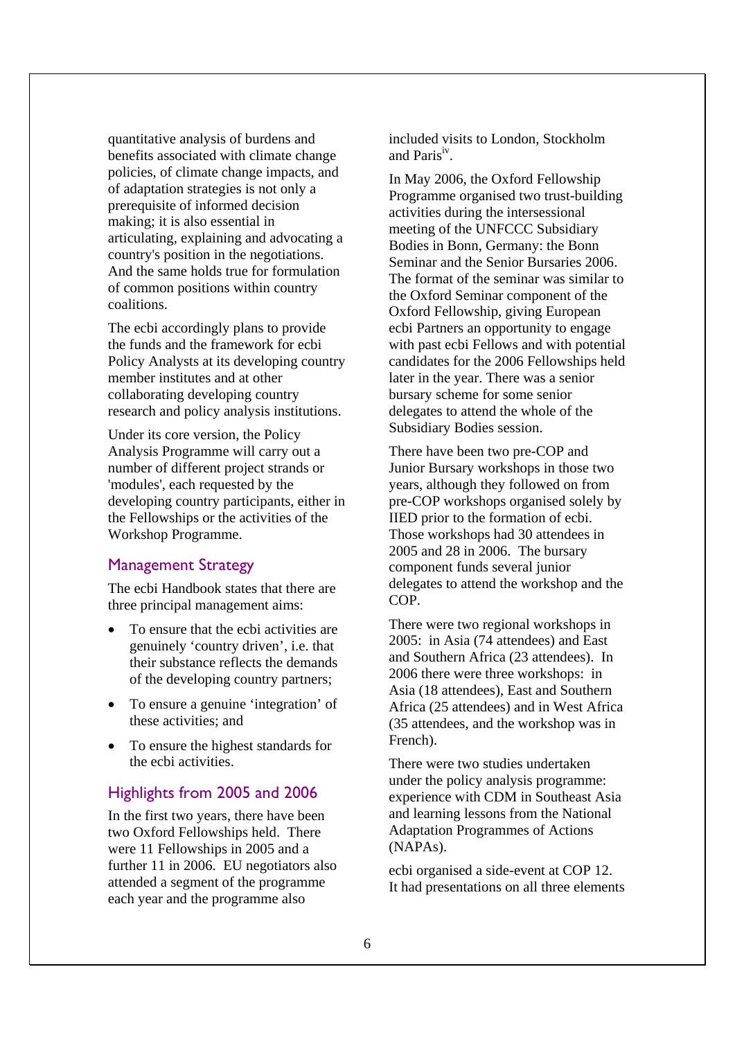quantitative analysis of burdens and benefits associated with climate change policies, of climate change impacts, and of adaptation strategies is not only a prerequisite of informed decision making; it is also essential in articulating, explaining and advocating a country's position in the negotiations. And the same holds true for formulation of common positions within country coalitions.

The ecbi accordingly plans to provide the funds and the framework for ecbi Policy Analysts at its developing country member institutes and at other collaborating developing country research and policy analysis institutions.

Under its core version, the Policy Analysis Programme will carry out a number of different project strands or 'modules', each requested by the developing country participants, either in the Fellowships or the activities of the Workshop Programme.

## Management Strategy

The ecbi Handbook states that there are three principal management aims:

- To ensure that the ecbi activities are genuinely 'country driven', i.e. that their substance reflects the demands of the developing country partners;
- To ensure a genuine 'integration' of these activities; and
- To ensure the highest standards for the ecbi activities.

## Highlights from 2005 and 2006

In the first two years, there have been two Oxford Fellowships held. There were 11 Fellowships in 2005 and a further 11 in 2006. EU negotiators also attended a segment of the programme each year and the programme also included visits to London, Stockholm and Paris[iv].

In May 2006, the Oxford Fellowship Programme organised two trust-building activities during the intersessional meeting of the UNFCCC Subsidiary Bodies in Bonn, Germany: the Bonn Seminar and the Senior Bursaries 2006. The format of the seminar was similar to the Oxford Seminar component of the Oxford Fellowship, giving European ecbi Partners an opportunity to engage with past ecbi Fellows and with potential candidates for the 2006 Fellowships held later in the year. There was a senior bursary scheme for some senior delegates to attend the whole of the Subsidiary Bodies session.

There have been two pre-COP and Junior Bursary workshops in those two years, although they followed on from pre-COP workshops organised solely by IIED prior to the formation of ecbi. Those workshops had 30 attendees in 2005 and 28 in 2006. The bursary component funds several junior delegates to attend the workshop and the COP.

There were two regional workshops in 2005: in Asia (74 attendees) and East and Southern Africa (23 attendees). In 2006 there were three workshops: in Asia (18 attendees), East and Southern Africa (25 attendees) and in West Africa (35 attendees, and the workshop was in French).

There were two studies undertaken under the policy analysis programme: experience with CDM in Southeast Asia and learning lessons from the National Adaptation Programmes of Actions (NAPAs).

ecbi organised a side-event at COP 12. It had presentations on all three elements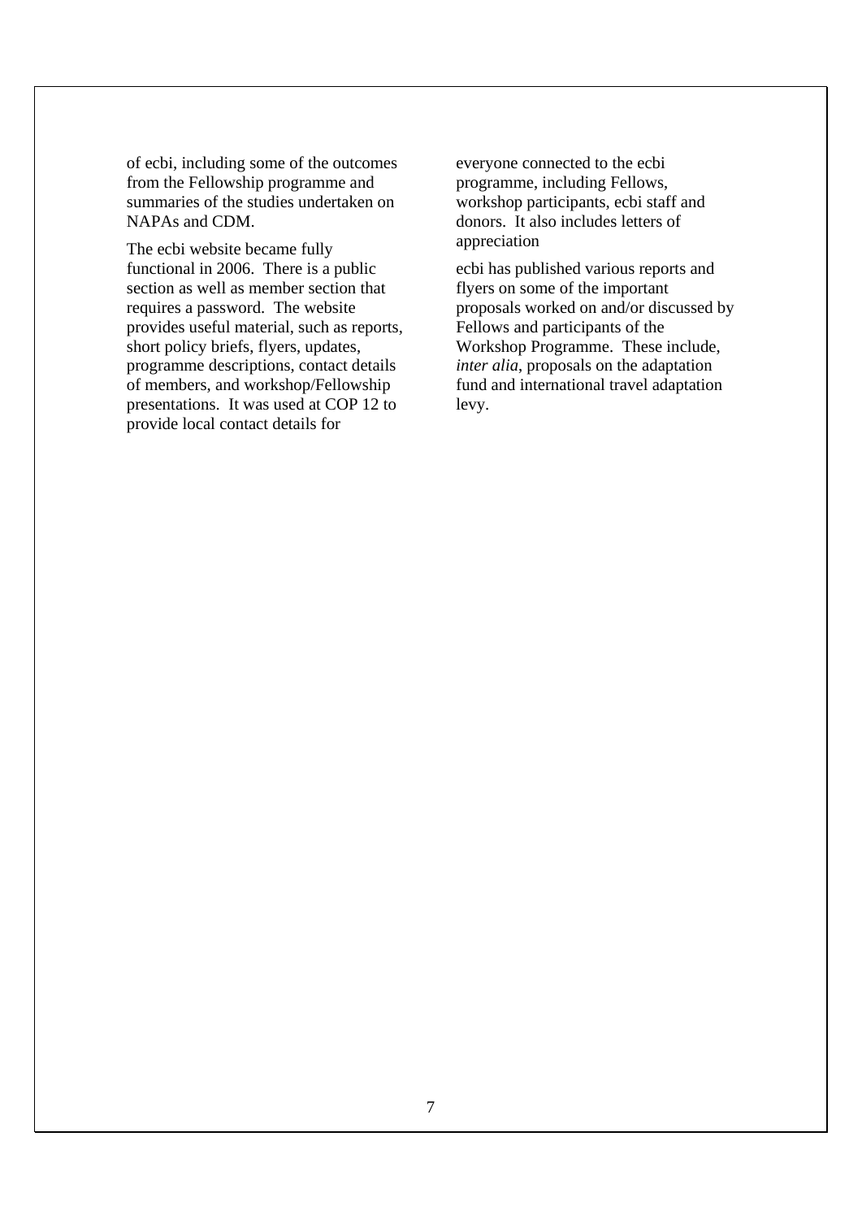of ecbi, including some of the outcomes from the Fellowship programme and summaries of the studies undertaken on NAPAs and CDM.

The ecbi website became fully functional in 2006. There is a public section as well as member section that requires a password. The website provides useful material, such as reports, short policy briefs, flyers, updates, programme descriptions, contact details of members, and workshop/Fellowship presentations. It was used at COP 12 to provide local contact details for everyone connected to the ecbi programme, including Fellows, workshop participants, ecbi staff and donors. It also includes letters of appreciation

ecbi has published various reports and flyers on some of the important proposals worked on and/or discussed by Fellows and participants of the Workshop Programme. These include, *inter alia*, proposals on the adaptation fund and international travel adaptation levy.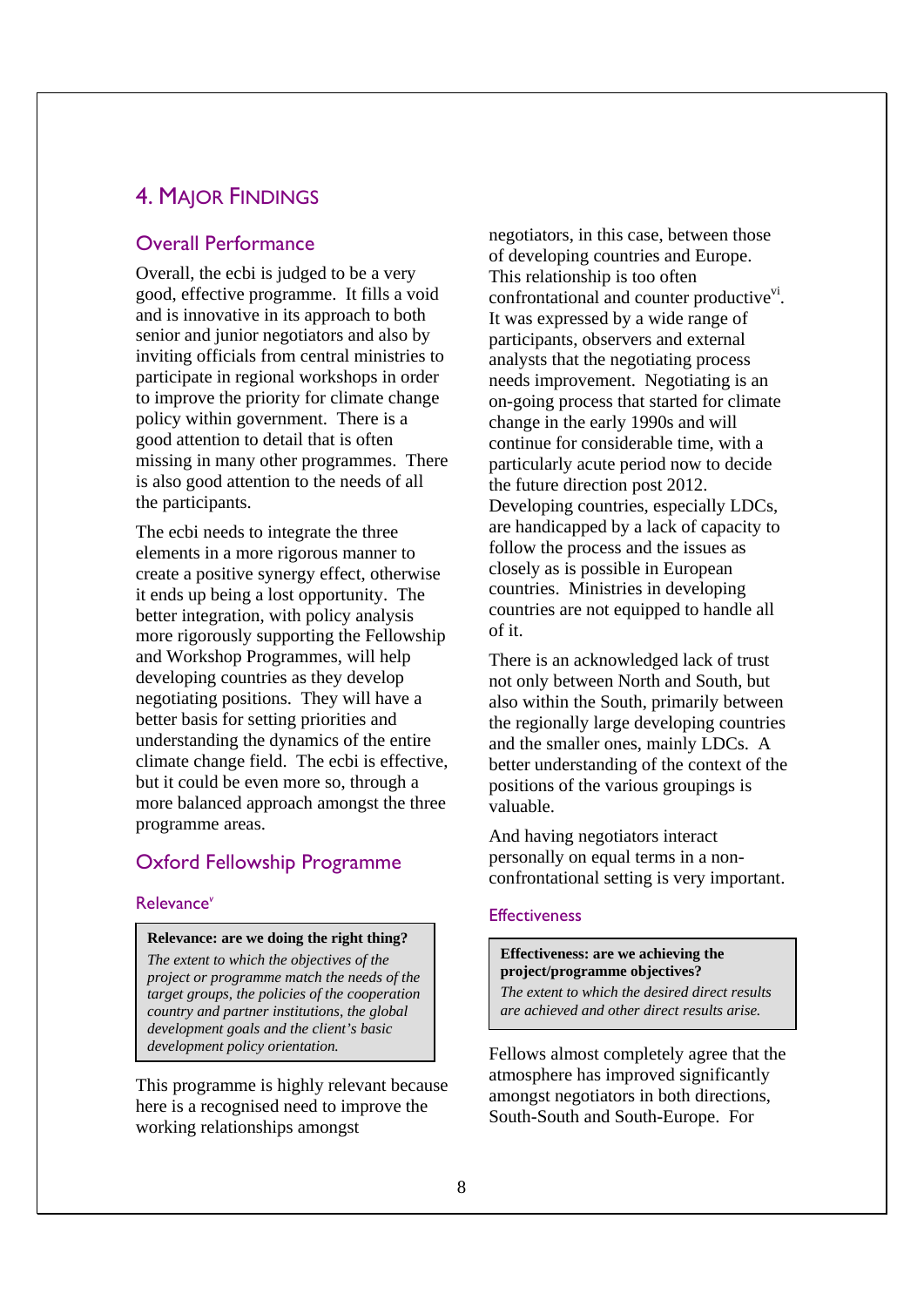# 4. Major Findings

## Overall Performance

Overall, the ecbi is judged to be a very good, effective programme. It fills a void and is innovative in its approach to both senior and junior negotiators and also by inviting officials from central ministries to participate in regional workshops in order to improve the priority for climate change policy within government. There is a good attention to detail that is often missing in many other programmes. There is also good attention to the needs of all the participants.

The ecbi needs to integrate the three elements in a more rigorous manner to create a positive synergy effect, otherwise it ends up being a lost opportunity. The better integration, with policy analysis more rigorously supporting the Fellowship and Workshop Programmes, will help developing countries as they develop negotiating positions. They will have a better basis for setting priorities and understanding the dynamics of the entire climate change field. The ecbi is effective, but it could be even more so, through a more balanced approach amongst the three programme areas.

## Oxford Fellowship Programme

### Relevance[v]

> **Relevance: are we doing the right thing?**
> *The extent to which the objectives of the project or programme match the needs of the target groups, the policies of the cooperation country and partner institutions, the global development goals and the client's basic development policy orientation.*

This programme is highly relevant because here is a recognised need to improve the working relationships amongst negotiators, in this case, between those of developing countries and Europe. This relationship is too often confrontational and counter productive[vi]. It was expressed by a wide range of participants, observers and external analysts that the negotiating process needs improvement. Negotiating is an on-going process that started for climate change in the early 1990s and will continue for considerable time, with a particularly acute period now to decide the future direction post 2012. Developing countries, especially LDCs, are handicapped by a lack of capacity to follow the process and the issues as closely as is possible in European countries. Ministries in developing countries are not equipped to handle all of it.

There is an acknowledged lack of trust not only between North and South, but also within the South, primarily between the regionally large developing countries and the smaller ones, mainly LDCs. A better understanding of the context of the positions of the various groupings is valuable.

And having negotiators interact personally on equal terms in a non-confrontational setting is very important.

### Effectiveness

> **Effectiveness: are we achieving the project/programme objectives?**
> *The extent to which the desired direct results are achieved and other direct results arise.*

Fellows almost completely agree that the atmosphere has improved significantly amongst negotiators in both directions, South-South and South-Europe. For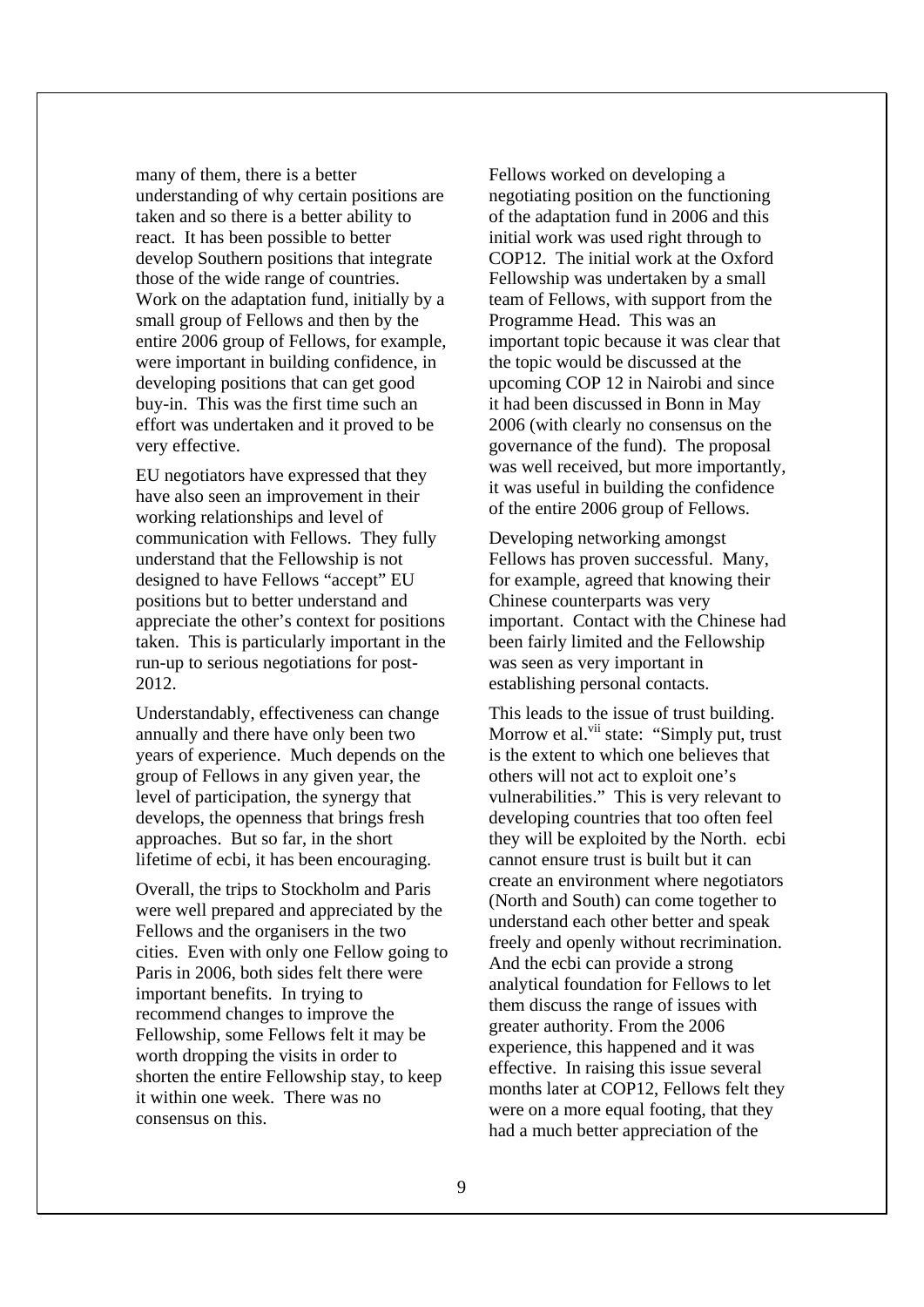many of them, there is a better understanding of why certain positions are taken and so there is a better ability to react. It has been possible to better develop Southern positions that integrate those of the wide range of countries. Work on the adaptation fund, initially by a small group of Fellows and then by the entire 2006 group of Fellows, for example, were important in building confidence, in developing positions that can get good buy-in. This was the first time such an effort was undertaken and it proved to be very effective.

EU negotiators have expressed that they have also seen an improvement in their working relationships and level of communication with Fellows. They fully understand that the Fellowship is not designed to have Fellows "accept" EU positions but to better understand and appreciate the other's context for positions taken. This is particularly important in the run-up to serious negotiations for post-2012.

Understandably, effectiveness can change annually and there have only been two years of experience. Much depends on the group of Fellows in any given year, the level of participation, the synergy that develops, the openness that brings fresh approaches. But so far, in the short lifetime of ecbi, it has been encouraging.

Overall, the trips to Stockholm and Paris were well prepared and appreciated by the Fellows and the organisers in the two cities. Even with only one Fellow going to Paris in 2006, both sides felt there were important benefits. In trying to recommend changes to improve the Fellowship, some Fellows felt it may be worth dropping the visits in order to shorten the entire Fellowship stay, to keep it within one week. There was no consensus on this.

Fellows worked on developing a negotiating position on the functioning of the adaptation fund in 2006 and this initial work was used right through to COP12. The initial work at the Oxford Fellowship was undertaken by a small team of Fellows, with support from the Programme Head. This was an important topic because it was clear that the topic would be discussed at the upcoming COP 12 in Nairobi and since it had been discussed in Bonn in May 2006 (with clearly no consensus on the governance of the fund). The proposal was well received, but more importantly, it was useful in building the confidence of the entire 2006 group of Fellows.

Developing networking amongst Fellows has proven successful. Many, for example, agreed that knowing their Chinese counterparts was very important. Contact with the Chinese had been fairly limited and the Fellowship was seen as very important in establishing personal contacts.

This leads to the issue of trust building. Morrow et al.[vii] state: "Simply put, trust is the extent to which one believes that others will not act to exploit one's vulnerabilities." This is very relevant to developing countries that too often feel they will be exploited by the North. ecbi cannot ensure trust is built but it can create an environment where negotiators (North and South) can come together to understand each other better and speak freely and openly without recrimination. And the ecbi can provide a strong analytical foundation for Fellows to let them discuss the range of issues with greater authority. From the 2006 experience, this happened and it was effective. In raising this issue several months later at COP12, Fellows felt they were on a more equal footing, that they had a much better appreciation of the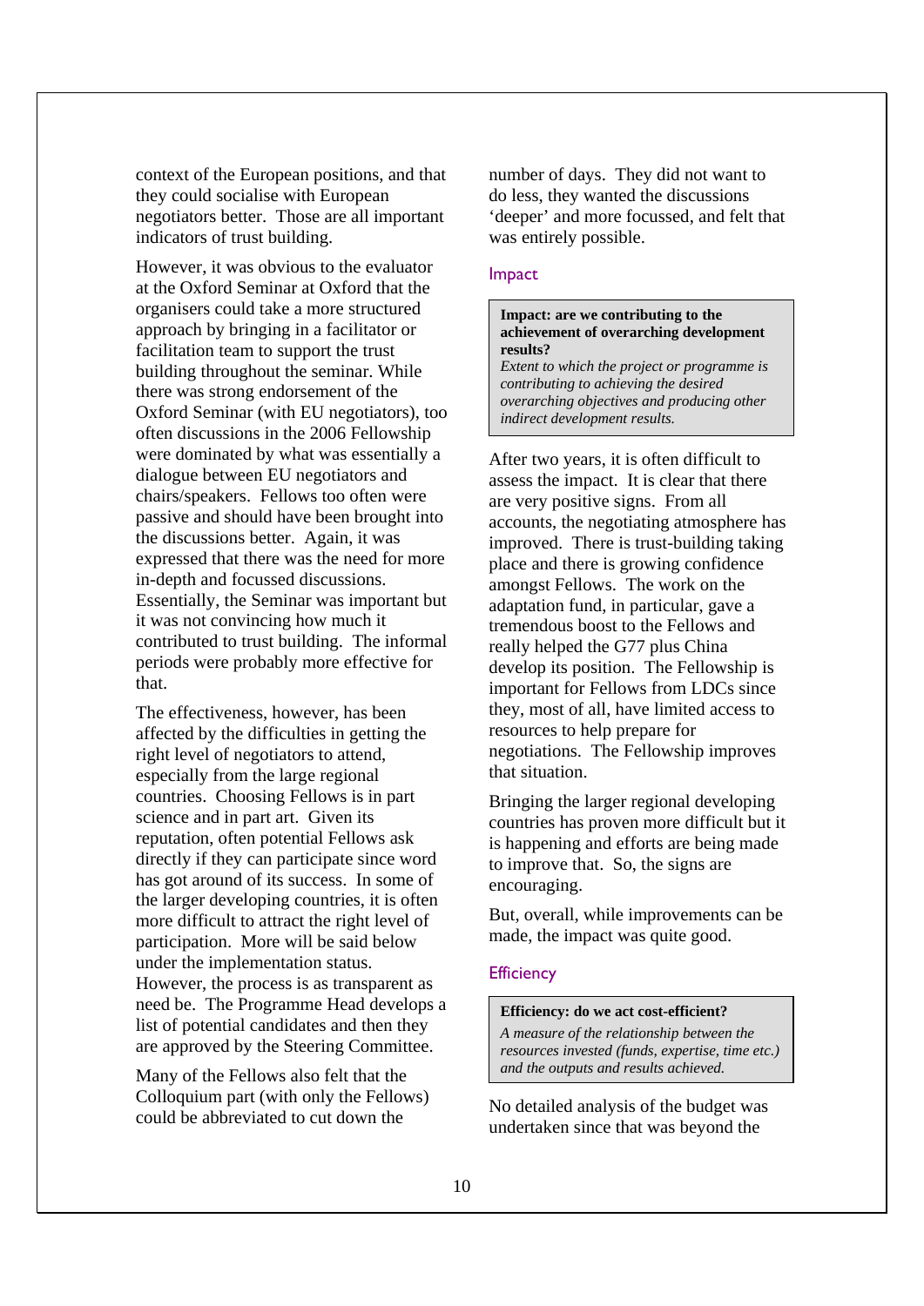context of the European positions, and that they could socialise with European negotiators better. Those are all important indicators of trust building.

However, it was obvious to the evaluator at the Oxford Seminar at Oxford that the organisers could take a more structured approach by bringing in a facilitator or facilitation team to support the trust building throughout the seminar. While there was strong endorsement of the Oxford Seminar (with EU negotiators), too often discussions in the 2006 Fellowship were dominated by what was essentially a dialogue between EU negotiators and chairs/speakers. Fellows too often were passive and should have been brought into the discussions better. Again, it was expressed that there was the need for more in-depth and focussed discussions. Essentially, the Seminar was important but it was not convincing how much it contributed to trust building. The informal periods were probably more effective for that.

The effectiveness, however, has been affected by the difficulties in getting the right level of negotiators to attend, especially from the large regional countries. Choosing Fellows is in part science and in part art. Given its reputation, often potential Fellows ask directly if they can participate since word has got around of its success. In some of the larger developing countries, it is often more difficult to attract the right level of participation. More will be said below under the implementation status. However, the process is as transparent as need be. The Programme Head develops a list of potential candidates and then they are approved by the Steering Committee.

Many of the Fellows also felt that the Colloquium part (with only the Fellows) could be abbreviated to cut down the number of days. They did not want to do less, they wanted the discussions 'deeper' and more focussed, and felt that was entirely possible.

### Impact

> **Impact: are we contributing to the achievement of overarching development results?**
> *Extent to which the project or programme is contributing to achieving the desired overarching objectives and producing other indirect development results.*

After two years, it is often difficult to assess the impact. It is clear that there are very positive signs. From all accounts, the negotiating atmosphere has improved. There is trust-building taking place and there is growing confidence amongst Fellows. The work on the adaptation fund, in particular, gave a tremendous boost to the Fellows and really helped the G77 plus China develop its position. The Fellowship is important for Fellows from LDCs since they, most of all, have limited access to resources to help prepare for negotiations. The Fellowship improves that situation.

Bringing the larger regional developing countries has proven more difficult but it is happening and efforts are being made to improve that. So, the signs are encouraging.

But, overall, while improvements can be made, the impact was quite good.

### Efficiency

> **Efficiency: do we act cost-efficient?**
> *A measure of the relationship between the resources invested (funds, expertise, time etc.) and the outputs and results achieved.*

No detailed analysis of the budget was undertaken since that was beyond the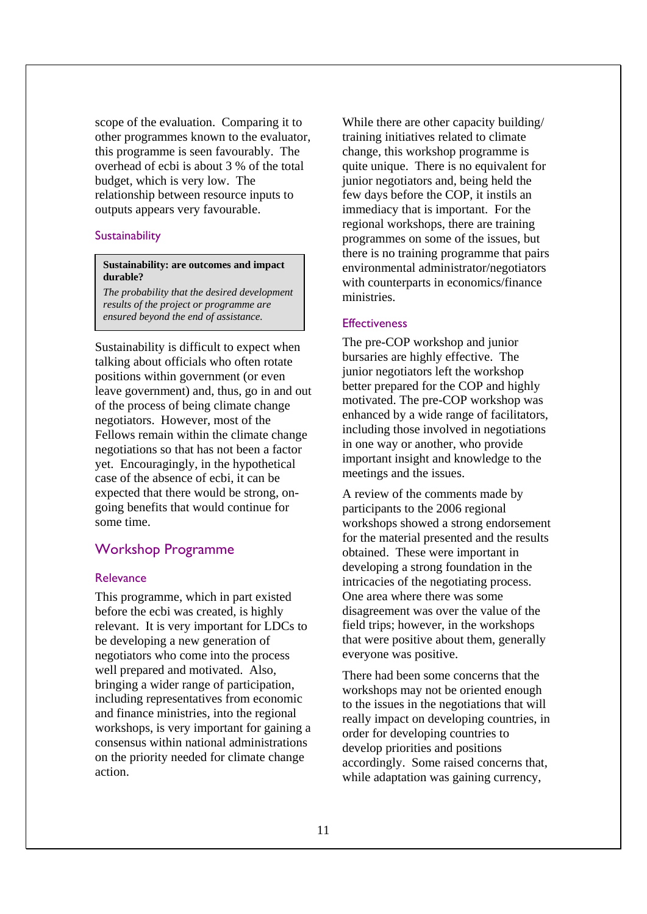scope of the evaluation. Comparing it to other programmes known to the evaluator, this programme is seen favourably. The overhead of ecbi is about 3 % of the total budget, which is very low. The relationship between resource inputs to outputs appears very favourable.

### Sustainability

> **Sustainability: are outcomes and impact durable?**
>
> *The probability that the desired development results of the project or programme are ensured beyond the end of assistance.*

Sustainability is difficult to expect when talking about officials who often rotate positions within government (or even leave government) and, thus, go in and out of the process of being climate change negotiators. However, most of the Fellows remain within the climate change negotiations so that has not been a factor yet. Encouragingly, in the hypothetical case of the absence of ecbi, it can be expected that there would be strong, on-going benefits that would continue for some time.

## Workshop Programme

### Relevance

This programme, which in part existed before the ecbi was created, is highly relevant. It is very important for LDCs to be developing a new generation of negotiators who come into the process well prepared and motivated. Also, bringing a wider range of participation, including representatives from economic and finance ministries, into the regional workshops, is very important for gaining a consensus within national administrations on the priority needed for climate change action.

While there are other capacity building/ training initiatives related to climate change, this workshop programme is quite unique. There is no equivalent for junior negotiators and, being held the few days before the COP, it instils an immediacy that is important. For the regional workshops, there are training programmes on some of the issues, but there is no training programme that pairs environmental administrator/negotiators with counterparts in economics/finance ministries.

### Effectiveness

The pre-COP workshop and junior bursaries are highly effective. The junior negotiators left the workshop better prepared for the COP and highly motivated. The pre-COP workshop was enhanced by a wide range of facilitators, including those involved in negotiations in one way or another, who provide important insight and knowledge to the meetings and the issues.

A review of the comments made by participants to the 2006 regional workshops showed a strong endorsement for the material presented and the results obtained. These were important in developing a strong foundation in the intricacies of the negotiating process. One area where there was some disagreement was over the value of the field trips; however, in the workshops that were positive about them, generally everyone was positive.

There had been some concerns that the workshops may not be oriented enough to the issues in the negotiations that will really impact on developing countries, in order for developing countries to develop priorities and positions accordingly. Some raised concerns that, while adaptation was gaining currency,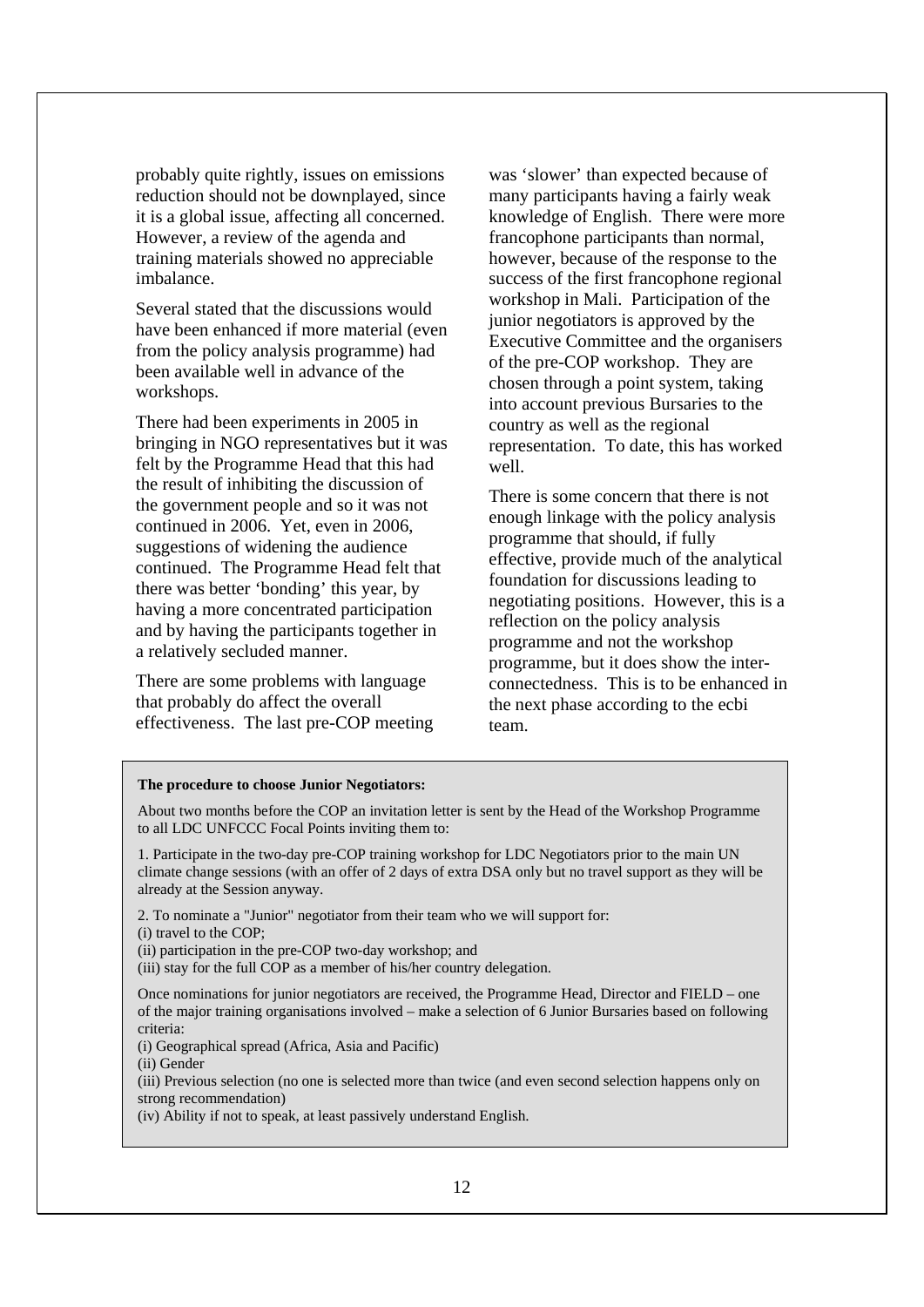probably quite rightly, issues on emissions reduction should not be downplayed, since it is a global issue, affecting all concerned. However, a review of the agenda and training materials showed no appreciable imbalance.

Several stated that the discussions would have been enhanced if more material (even from the policy analysis programme) had been available well in advance of the workshops.

There had been experiments in 2005 in bringing in NGO representatives but it was felt by the Programme Head that this had the result of inhibiting the discussion of the government people and so it was not continued in 2006. Yet, even in 2006, suggestions of widening the audience continued. The Programme Head felt that there was better 'bonding' this year, by having a more concentrated participation and by having the participants together in a relatively secluded manner.

There are some problems with language that probably do affect the overall effectiveness. The last pre-COP meeting was 'slower' than expected because of many participants having a fairly weak knowledge of English. There were more francophone participants than normal, however, because of the response to the success of the first francophone regional workshop in Mali. Participation of the junior negotiators is approved by the Executive Committee and the organisers of the pre-COP workshop. They are chosen through a point system, taking into account previous Bursaries to the country as well as the regional representation. To date, this has worked well.

There is some concern that there is not enough linkage with the policy analysis programme that should, if fully effective, provide much of the analytical foundation for discussions leading to negotiating positions. However, this is a reflection on the policy analysis programme and not the workshop programme, but it does show the inter-connectedness. This is to be enhanced in the next phase according to the ecbi team.

**The procedure to choose Junior Negotiators:**

About two months before the COP an invitation letter is sent by the Head of the Workshop Programme to all LDC UNFCCC Focal Points inviting them to:

1. Participate in the two-day pre-COP training workshop for LDC Negotiators prior to the main UN climate change sessions (with an offer of 2 days of extra DSA only but no travel support as they will be already at the Session anyway.

2. To nominate a "Junior" negotiator from their team who we will support for:
(i) travel to the COP;
(ii) participation in the pre-COP two-day workshop; and
(iii) stay for the full COP as a member of his/her country delegation.

Once nominations for junior negotiators are received, the Programme Head, Director and FIELD – one of the major training organisations involved – make a selection of 6 Junior Bursaries based on following criteria:
(i) Geographical spread (Africa, Asia and Pacific)
(ii) Gender
(iii) Previous selection (no one is selected more than twice (and even second selection happens only on strong recommendation)
(iv) Ability if not to speak, at least passively understand English.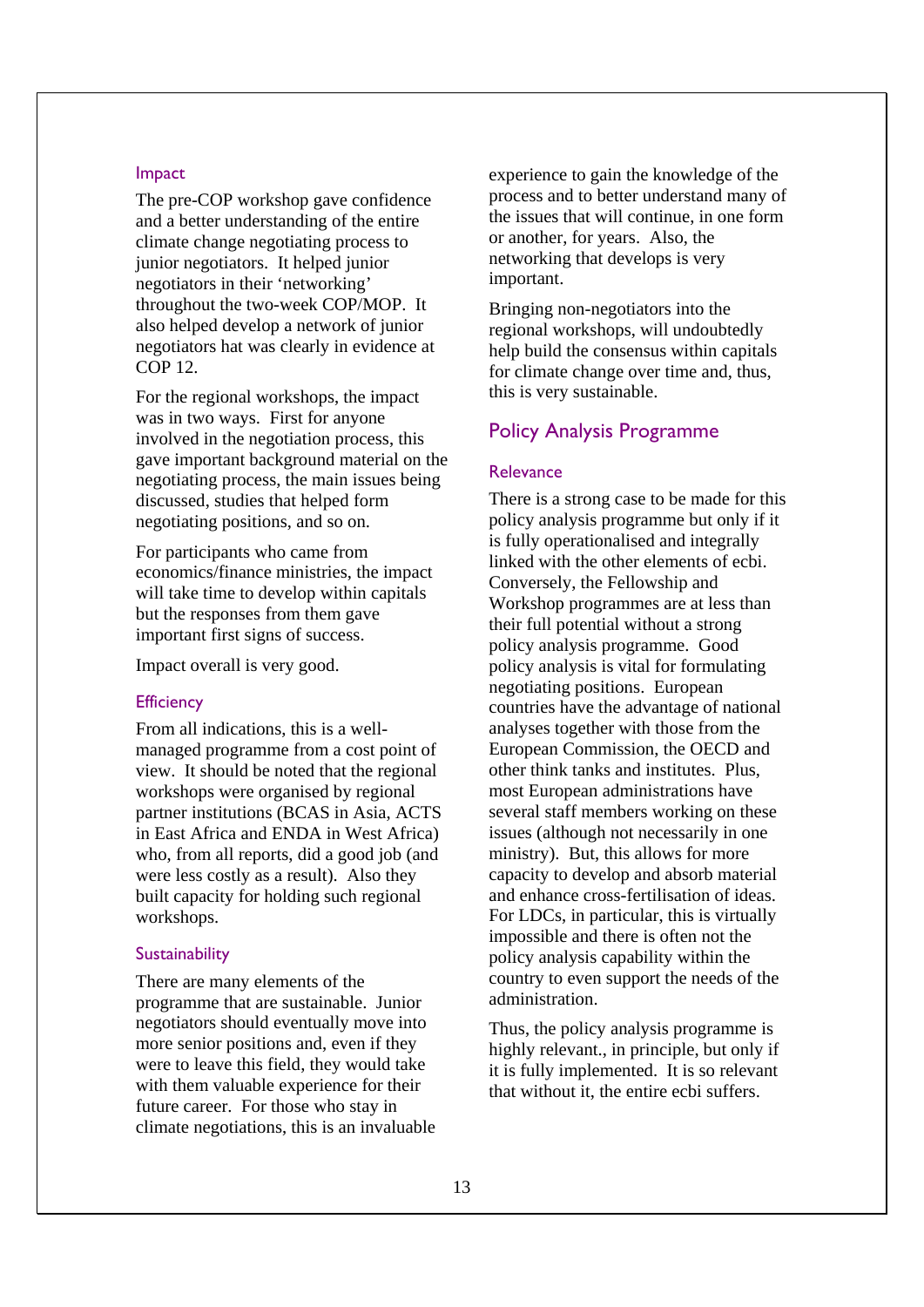### Impact

The pre-COP workshop gave confidence and a better understanding of the entire climate change negotiating process to junior negotiators. It helped junior negotiators in their 'networking' throughout the two-week COP/MOP. It also helped develop a network of junior negotiators hat was clearly in evidence at COP 12.

For the regional workshops, the impact was in two ways. First for anyone involved in the negotiation process, this gave important background material on the negotiating process, the main issues being discussed, studies that helped form negotiating positions, and so on.

For participants who came from economics/finance ministries, the impact will take time to develop within capitals but the responses from them gave important first signs of success.

Impact overall is very good.

### Efficiency

From all indications, this is a well-managed programme from a cost point of view. It should be noted that the regional workshops were organised by regional partner institutions (BCAS in Asia, ACTS in East Africa and ENDA in West Africa) who, from all reports, did a good job (and were less costly as a result). Also they built capacity for holding such regional workshops.

### Sustainability

There are many elements of the programme that are sustainable. Junior negotiators should eventually move into more senior positions and, even if they were to leave this field, they would take with them valuable experience for their future career. For those who stay in climate negotiations, this is an invaluable experience to gain the knowledge of the process and to better understand many of the issues that will continue, in one form or another, for years. Also, the networking that develops is very important.

Bringing non-negotiators into the regional workshops, will undoubtedly help build the consensus within capitals for climate change over time and, thus, this is very sustainable.

## Policy Analysis Programme

### Relevance

There is a strong case to be made for this policy analysis programme but only if it is fully operationalised and integrally linked with the other elements of ecbi. Conversely, the Fellowship and Workshop programmes are at less than their full potential without a strong policy analysis programme. Good policy analysis is vital for formulating negotiating positions. European countries have the advantage of national analyses together with those from the European Commission, the OECD and other think tanks and institutes. Plus, most European administrations have several staff members working on these issues (although not necessarily in one ministry). But, this allows for more capacity to develop and absorb material and enhance cross-fertilisation of ideas. For LDCs, in particular, this is virtually impossible and there is often not the policy analysis capability within the country to even support the needs of the administration.

Thus, the policy analysis programme is highly relevant., in principle, but only if it is fully implemented. It is so relevant that without it, the entire ecbi suffers.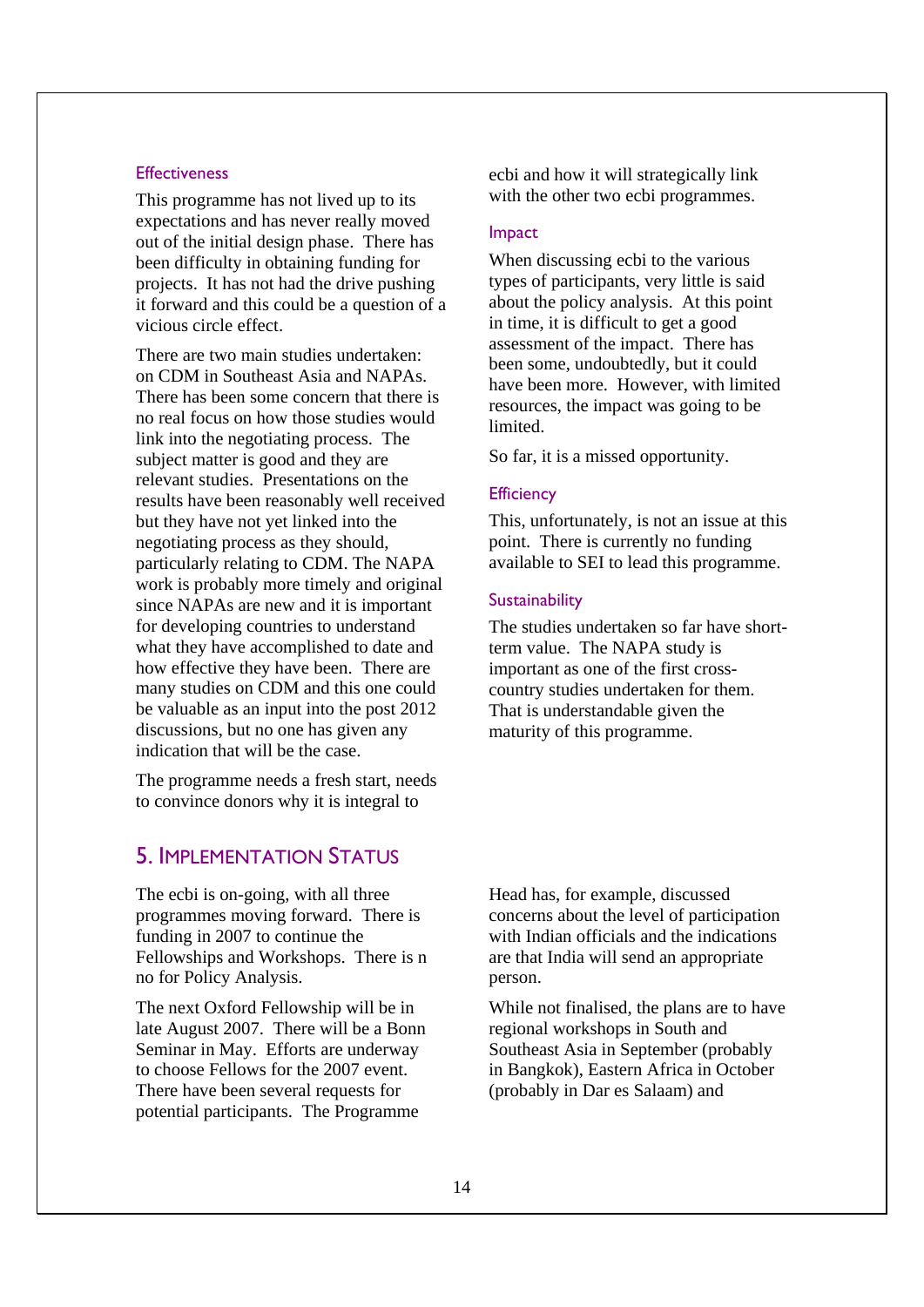### Effectiveness

This programme has not lived up to its expectations and has never really moved out of the initial design phase. There has been difficulty in obtaining funding for projects. It has not had the drive pushing it forward and this could be a question of a vicious circle effect.

There are two main studies undertaken: on CDM in Southeast Asia and NAPAs. There has been some concern that there is no real focus on how those studies would link into the negotiating process. The subject matter is good and they are relevant studies. Presentations on the results have been reasonably well received but they have not yet linked into the negotiating process as they should, particularly relating to CDM. The NAPA work is probably more timely and original since NAPAs are new and it is important for developing countries to understand what they have accomplished to date and how effective they have been. There are many studies on CDM and this one could be valuable as an input into the post 2012 discussions, but no one has given any indication that will be the case.

The programme needs a fresh start, needs to convince donors why it is integral to ecbi and how it will strategically link with the other two ecbi programmes.

### Impact

When discussing ecbi to the various types of participants, very little is said about the policy analysis. At this point in time, it is difficult to get a good assessment of the impact. There has been some, undoubtedly, but it could have been more. However, with limited resources, the impact was going to be limited.

So far, it is a missed opportunity.

### Efficiency

This, unfortunately, is not an issue at this point. There is currently no funding available to SEI to lead this programme.

### Sustainability

The studies undertaken so far have short-term value. The NAPA study is important as one of the first cross-country studies undertaken for them. That is understandable given the maturity of this programme.

## 5. Implementation Status

The ecbi is on-going, with all three programmes moving forward. There is funding in 2007 to continue the Fellowships and Workshops. There is n no for Policy Analysis.

The next Oxford Fellowship will be in late August 2007. There will be a Bonn Seminar in May. Efforts are underway to choose Fellows for the 2007 event. There have been several requests for potential participants. The Programme Head has, for example, discussed concerns about the level of participation with Indian officials and the indications are that India will send an appropriate person.

While not finalised, the plans are to have regional workshops in South and Southeast Asia in September (probably in Bangkok), Eastern Africa in October (probably in Dar es Salaam) and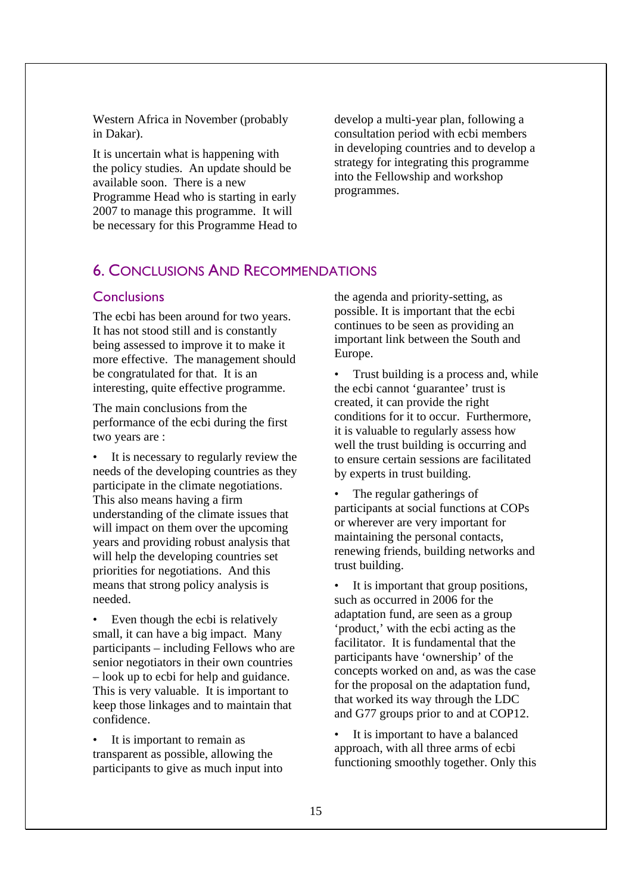Western Africa in November (probably in Dakar).

It is uncertain what is happening with the policy studies. An update should be available soon. There is a new Programme Head who is starting in early 2007 to manage this programme. It will be necessary for this Programme Head to develop a multi-year plan, following a consultation period with ecbi members in developing countries and to develop a strategy for integrating this programme into the Fellowship and workshop programmes.

## 6. Conclusions And Recommendations

### Conclusions

The ecbi has been around for two years. It has not stood still and is constantly being assessed to improve it to make it more effective. The management should be congratulated for that. It is an interesting, quite effective programme.

The main conclusions from the performance of the ecbi during the first two years are :

- It is necessary to regularly review the needs of the developing countries as they participate in the climate negotiations. This also means having a firm understanding of the climate issues that will impact on them over the upcoming years and providing robust analysis that will help the developing countries set priorities for negotiations. And this means that strong policy analysis is needed.
- Even though the ecbi is relatively small, it can have a big impact. Many participants – including Fellows who are senior negotiators in their own countries – look up to ecbi for help and guidance. This is very valuable. It is important to keep those linkages and to maintain that confidence.
- It is important to remain as transparent as possible, allowing the participants to give as much input into the agenda and priority-setting, as possible. It is important that the ecbi continues to be seen as providing an important link between the South and Europe.
- Trust building is a process and, while the ecbi cannot 'guarantee' trust is created, it can provide the right conditions for it to occur. Furthermore, it is valuable to regularly assess how well the trust building is occurring and to ensure certain sessions are facilitated by experts in trust building.
- The regular gatherings of participants at social functions at COPs or wherever are very important for maintaining the personal contacts, renewing friends, building networks and trust building.
- It is important that group positions, such as occurred in 2006 for the adaptation fund, are seen as a group 'product,' with the ecbi acting as the facilitator. It is fundamental that the participants have 'ownership' of the concepts worked on and, as was the case for the proposal on the adaptation fund, that worked its way through the LDC and G77 groups prior to and at COP12.
- It is important to have a balanced approach, with all three arms of ecbi functioning smoothly together. Only this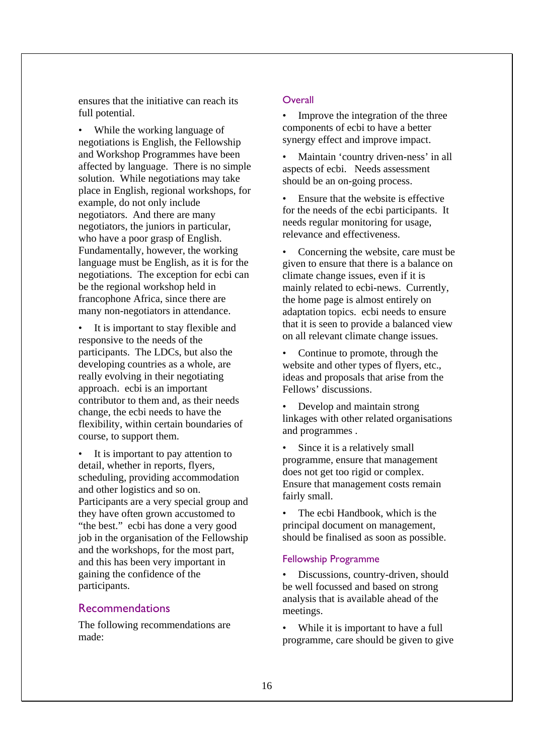ensures that the initiative can reach its full potential.

- While the working language of negotiations is English, the Fellowship and Workshop Programmes have been affected by language. There is no simple solution. While negotiations may take place in English, regional workshops, for example, do not only include negotiators. And there are many negotiators, the juniors in particular, who have a poor grasp of English. Fundamentally, however, the working language must be English, as it is for the negotiations. The exception for ecbi can be the regional workshop held in francophone Africa, since there are many non-negotiators in attendance.

- It is important to stay flexible and responsive to the needs of the participants. The LDCs, but also the developing countries as a whole, are really evolving in their negotiating approach. ecbi is an important contributor to them and, as their needs change, the ecbi needs to have the flexibility, within certain boundaries of course, to support them.

- It is important to pay attention to detail, whether in reports, flyers, scheduling, providing accommodation and other logistics and so on. Participants are a very special group and they have often grown accustomed to "the best." ecbi has done a very good job in the organisation of the Fellowship and the workshops, for the most part, and this has been very important in gaining the confidence of the participants.

## Recommendations

The following recommendations are made:

### Overall

- Improve the integration of the three components of ecbi to have a better synergy effect and improve impact.

- Maintain 'country driven-ness' in all aspects of ecbi. Needs assessment should be an on-going process.

- Ensure that the website is effective for the needs of the ecbi participants. It needs regular monitoring for usage, relevance and effectiveness.

- Concerning the website, care must be given to ensure that there is a balance on climate change issues, even if it is mainly related to ecbi-news. Currently, the home page is almost entirely on adaptation topics. ecbi needs to ensure that it is seen to provide a balanced view on all relevant climate change issues.

- Continue to promote, through the website and other types of flyers, etc., ideas and proposals that arise from the Fellows' discussions.

- Develop and maintain strong linkages with other related organisations and programmes .

- Since it is a relatively small programme, ensure that management does not get too rigid or complex. Ensure that management costs remain fairly small.

- The ecbi Handbook, which is the principal document on management, should be finalised as soon as possible.

### Fellowship Programme

- Discussions, country-driven, should be well focussed and based on strong analysis that is available ahead of the meetings.

- While it is important to have a full programme, care should be given to give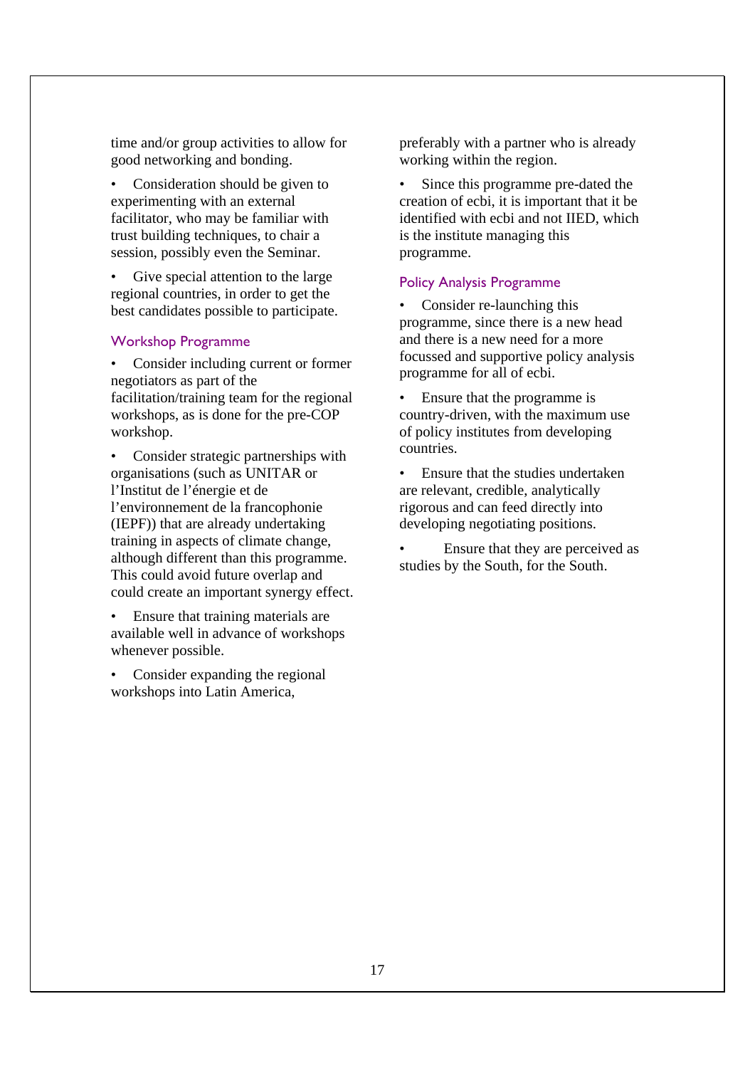time and/or group activities to allow for good networking and bonding.

- Consideration should be given to experimenting with an external facilitator, who may be familiar with trust building techniques, to chair a session, possibly even the Seminar.
- Give special attention to the large regional countries, in order to get the best candidates possible to participate.

### Workshop Programme

- Consider including current or former negotiators as part of the facilitation/training team for the regional workshops, as is done for the pre-COP workshop.
- Consider strategic partnerships with organisations (such as UNITAR or l'Institut de l'énergie et de l'environnement de la francophonie (IEPF)) that are already undertaking training in aspects of climate change, although different than this programme. This could avoid future overlap and could create an important synergy effect.
- Ensure that training materials are available well in advance of workshops whenever possible.
- Consider expanding the regional workshops into Latin America, preferably with a partner who is already working within the region.
- Since this programme pre-dated the creation of ecbi, it is important that it be identified with ecbi and not IIED, which is the institute managing this programme.

### Policy Analysis Programme

- Consider re-launching this programme, since there is a new head and there is a new need for a more focussed and supportive policy analysis programme for all of ecbi.
- Ensure that the programme is country-driven, with the maximum use of policy institutes from developing countries.
- Ensure that the studies undertaken are relevant, credible, analytically rigorous and can feed directly into developing negotiating positions.
- Ensure that they are perceived as studies by the South, for the South.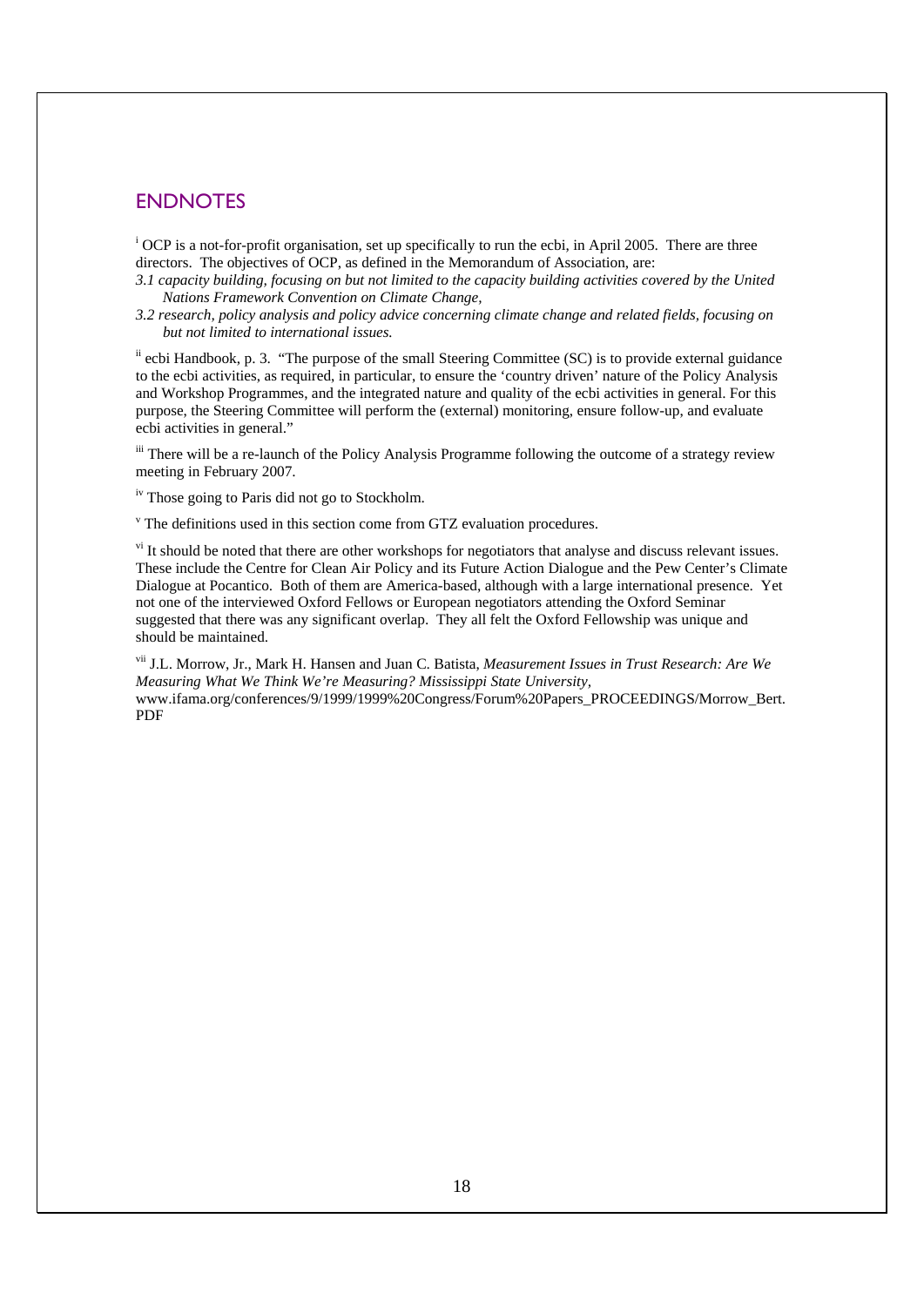## ENDNOTES

[i] OCP is a not-for-profit organisation, set up specifically to run the ecbi, in April 2005. There are three directors. The objectives of OCP, as defined in the Memorandum of Association, are:

*3.1 capacity building, focusing on but not limited to the capacity building activities covered by the United Nations Framework Convention on Climate Change,*

*3.2 research, policy analysis and policy advice concerning climate change and related fields, focusing on but not limited to international issues.*

[ii] ecbi Handbook, p. 3. "The purpose of the small Steering Committee (SC) is to provide external guidance to the ecbi activities, as required, in particular, to ensure the 'country driven' nature of the Policy Analysis and Workshop Programmes, and the integrated nature and quality of the ecbi activities in general. For this purpose, the Steering Committee will perform the (external) monitoring, ensure follow-up, and evaluate ecbi activities in general."

[iii] There will be a re-launch of the Policy Analysis Programme following the outcome of a strategy review meeting in February 2007.

[iv] Those going to Paris did not go to Stockholm.

[v] The definitions used in this section come from GTZ evaluation procedures.

[vi] It should be noted that there are other workshops for negotiators that analyse and discuss relevant issues. These include the Centre for Clean Air Policy and its Future Action Dialogue and the Pew Center's Climate Dialogue at Pocantico. Both of them are America-based, although with a large international presence. Yet not one of the interviewed Oxford Fellows or European negotiators attending the Oxford Seminar suggested that there was any significant overlap. They all felt the Oxford Fellowship was unique and should be maintained.

[vii] J.L. Morrow, Jr., Mark H. Hansen and Juan C. Batista, *Measurement Issues in Trust Research: Are We Measuring What We Think We're Measuring? Mississippi State University,* www.ifama.org/conferences/9/1999/1999%20Congress/Forum%20Papers_PROCEEDINGS/Morrow_Bert.PDF